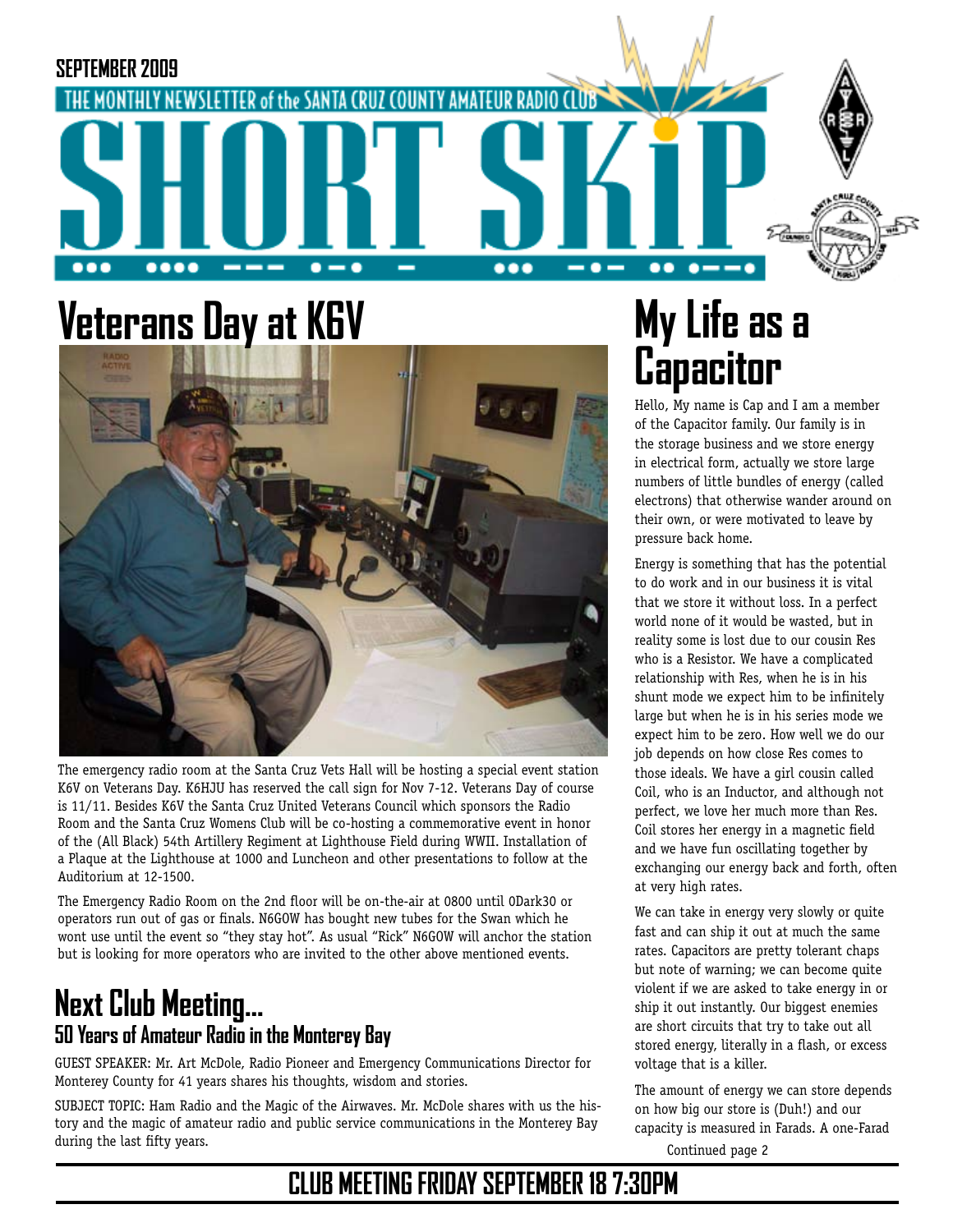SEPTEMBER 2009

THE MONTHLY NEWSLETTER of the SANTA CRUZ COUNTY AMATEUR RADIO CLUB

# SHORT SKiP

## Veterans Day at K6V

The emergency radio room at the Santa Cruz Vets Hall will be hosting a special event station K6V on Veterans Day. K6HJU has reserved the call sign for Nov 7-12. Veterans Day of course is 11/11. Besides K6V the Santa Cruz United Veterans Council which sponsors the Radio Room and the Santa Cruz Womens Club will be co-hosting a commemorative event in honor of the (All Black) 54th Artillery Regiment at Lighthouse Field during WWII. Installation of a Plaque at the Lighthouse at 1000 and Luncheon and other presentations to follow at the Auditorium at 12-1500.

The Emergency Radio Room on the 2nd floor will be on-the-air at 0800 until 0Dark30 or operators run out of gas or finals. N6GOW has bought new tubes for the Swan which he wont use until the event so "they stay hot". As usual "Rick" N6GOW will anchor the station but is looking for more operators who are invited to the other above mentioned events.

## Next Club Meeting...

### 50 Years of Amateur Radio in the Monterey Bay

GUEST SPEAKER: Mr. Art McDole, Radio Pioneer and Emergency Communications Director for Monterey County for 41 years shares his thoughts, wisdom and stories.

SUBJECT TOPIC: Ham Radio and the Magic of the Airwaves. Mr. McDole shares with us the history and the magic of amateur radio and public service communications in the Monterey Bay during the last fifty years.

## My Life as a Capacitor

Hello, My name is Cap and I am a member of the Capacitor family. Our family is in the storage business and we store energy in electrical form, actually we store large numbers of little bundles of energy (called electrons) that otherwise wander around on their own, or were motivated to leave by pressure back home.

Energy is something that has the potential to do work and in our business it is vital that we store it without loss. In a perfect world none of it would be wasted, but in reality some is lost due to our cousin Res who is a Resistor. We have a complicated relationship with Res, when he is in his shunt mode we expect him to be infinitely large but when he is in his series mode we expect him to be zero. How well we do our job depends on how close Res comes to those ideals. We have a girl cousin called Coil, who is an Inductor, and although not perfect, we love her much more than Res. Coil stores her energy in a magnetic field and we have fun oscillating together by exchanging our energy back and forth, often at very high rates.

We can take in energy very slowly or quite fast and can ship it out at much the same rates. Capacitors are pretty tolerant chaps but note of warning; we can become quite violent if we are asked to take energy in or ship it out instantly. Our biggest enemies are short circuits that try to take out all stored energy, literally in a flash, or excess voltage that is a killer.

The amount of energy we can store depends on how big our store is (Duh!) and our capacity is measured in Farads. A one-Farad

Continued page 2

**CLUB MEETING FRIDAY SEPTEMBER 18 7:30PM**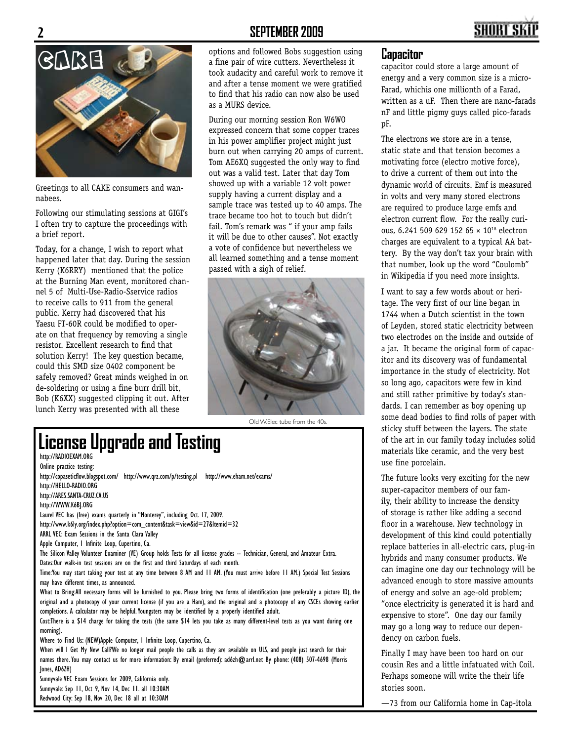CAKE

Greetings to all CAKE consumers and wannabees.

Following our stimulating sessions at GIGI's I often try to capture the proceedings with a brief report.

Today, for a change, I wish to report what happened later that day. During the session Kerry (K6RRY) mentioned that the police at the Burning Man event, monitored channel 5 of Multi-Use-Radio-Sservice radios to receive calls to 911 from the general public. Kerry had discovered that his Yaesu FT-60R could be modified to operate on that frequency by removing a single resistor. Excellent research to find that solution Kerry! The key question became, could this SMD size 0402 component be safely removed? Great minds weighed in on de-soldering or using a fine burr drill bit, Bob (K6XX) suggested clipping it out. After lunch Kerry was presented with all these options and followed Bobs suggestion using a fine pair of wire cutters. Nevertheless it took audacity and careful work to remove it and after a tense moment we were gratified to find that his radio can now also be used as a MURS device.

During our morning session Ron W6WO expressed concern that some copper traces in his power amplifier project might just burn out when carrying 20 amps of current. Tom AE6XQ suggested the only way to find out was a valid test. Later that day Tom showed up with a variable 12 volt power supply having a current display and a sample trace was tested up to 40 amps. The trace became too hot to touch but didn't fail. Tom's remark was " if your amp fails it will be due to other causes". Not exactly a vote of confidence but nevertheless we all learned something and a tense moment passed with a sigh of relief.

Old W.Elec tube from the 40s.

## Capacitor

capacitor could store a large amount of energy and a very common size is a micro-Farad, whichis one millionth of a Farad, written as a uF. Then there are nano-farads nF and little pigmy guys called pico-farads pF.

The electrons we store are in a tense, static state and that tension becomes a motivating force (electro motive force), to drive a current of them out into the dynamic world of circuits. Emf is measured in volts and very many stored electrons are required to produce large emfs and electron current flow. For the really curious, $6.241\ 509\ 629\ 152\ 65 \times 10^{18}$ electron charges are equivalent to a typical AA battery. By the way don't tax your brain with that number, look up the word "Coulomb" in Wikipedia if you need more insights.

I want to say a few words about or heritage. The very first of our line began in 1744 when a Dutch scientist in the town of Leyden, stored static electricity between two electrodes on the inside and outside of a jar. It became the original form of capacitor and its discovery was of fundamental importance in the study of electricity. Not so long ago, capacitors were few in kind and still rather primitive by today's standards. I can remember as boy opening up some dead bodies to find rolls of paper with sticky stuff between the layers. The state of the art in our family today includes solid materials like ceramic, and the very best use fine porcelain.

The future looks very exciting for the new super-capacitor members of our family, their ability to increase the density of storage is rather like adding a second floor in a warehouse. New technology in development of this kind could potentially replace batteries in all-electric cars, plug-in hybrids and many consumer products. We can imagine one day our technology will be advanced enough to store massive amounts of energy and solve an age-old problem; "once electricity is generated it is hard and expensive to store". One day our family may go a long way to reduce our dependency on carbon fuels.

Finally I may have been too hard on our cousin Res and a little infatuated with Coil. Perhaps someone will write the their life stories soon.

—73 from our California home in Cap-itola

# License Upgrade and Testing

http://RADIOEXAM.ORG

Online practice testing:

http://copaseticflow.blogspot.com/ http://www.qrz.com/p/testing.pl http://www.eham.net/exams/

http://HELLO-RADIO.ORG

http://ARES.SANTA-CRUZ.CA.US

http://WWW.K6BJ.ORG

Laurel VEC has (free) exams quarterly in "Monterey", including Oct. 17, 2009.

http://www.k6ly.org/index.php?option=com_content&task=view&id=27&Itemid=32

ARRL VEC: Exam Sessions in the Santa Clara Valley

Apple Computer, 1 Infinite Loop, Cupertino, Ca.

The Silicon Valley Volunteer Examiner (VE) Group holds Tests for all license grades -- Technician, General, and Amateur Extra.

Dates:Our walk-in test sessions are on the first and third Saturdays of each month.

Time:You may start taking your test at any time between 8 AM and 11 AM. (You must arrive before 11 AM.) Special Test Sessions may have different times, as announced.

What to Bring:All necessary forms will be furnished to you. Please bring two forms of identification (one preferably a picture ID), the original and a photocopy of your current license (if you are a Ham), and the original and a photocopy of any CSCEs showing earlier completions. A calculator may be helpful. Youngsters may be identified by a properly identified adult.

Cost:There is a $14 charge for taking the tests (the same $14 lets you take as many different-level tests as you want during one morning).

Where to Find Us: (NEW)Apple Computer, 1 Infinite Loop, Cupertino, Ca.

When will I Get My New Call?We no longer mail people the calls as they are available on ULS, and people just search for their names there. You may contact us for more information: By email (preferred): ad6zh@arrl.net By phone: (408) 507-4698 (Morris Jones, AD6ZH)

Sunnyvale VEC Exam Sessions for 2009, California only.

Sunnyvale: Sep 11, Oct 9, Nov 14, Dec 11. all 10:30AM

Redwood City: Sep 18, Nov 20, Dec 18 all at 10:30AM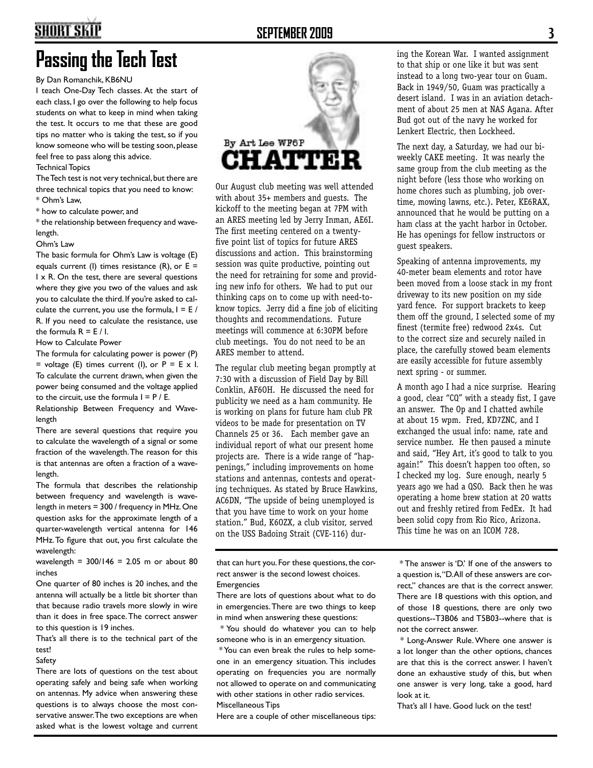# Passing the Tech Test

By Dan Romanchik, KB6NU

I teach One-Day Tech classes. At the start of each class, I go over the following to help focus students on what to keep in mind when taking the test. It occurs to me that these are good tips no matter who is taking the test, so if you know someone who will be testing soon, please feel free to pass along this advice.

Technical Topics

The Tech test is not very technical, but there are three technical topics that you need to know:

* Ohm's Law,
* how to calculate power, and
* the relationship between frequency and wavelength.

Ohm's Law

The basic formula for Ohm's Law is voltage (E) equals current (I) times resistance (R), or $E = I \times R$. On the test, there are several questions where they give you two of the values and ask you to calculate the third. If you're asked to calculate the current, you use the formula, $I = E / R$. If you need to calculate the resistance, use the formula $R = E / I$.

How to Calculate Power

The formula for calculating power is power (P) = voltage (E) times current (I), or $P = E \times I$. To calculate the current drawn, when given the power being consumed and the voltage applied to the circuit, use the formula $I = P / E$.

Relationship Between Frequency and Wavelength

There are several questions that require you to calculate the wavelength of a signal or some fraction of the wavelength. The reason for this is that antennas are often a fraction of a wavelength.

The formula that describes the relationship between frequency and wavelength is wavelength in meters = 300 / frequency in MHz. One question asks for the approximate length of a quarter-wavelength vertical antenna for 146 MHz. To figure that out, you first calculate the wavelength:

wavelength = 300/146 = 2.05 m or about 80 inches

One quarter of 80 inches is 20 inches, and the antenna will actually be a little bit shorter than that because radio travels more slowly in wire than it does in free space. The correct answer to this question is 19 inches.

That's all there is to the technical part of the test!

Safety

There are lots of questions on the test about operating safely and being safe when working on antennas. My advice when answering these questions is to always choose the most conservative answer. The two exceptions are when asked what is the lowest voltage and current that can hurt you. For these questions, the correct answer is the second lowest choices.

Emergencies

There are lots of questions about what to do in emergencies. There are two things to keep in mind when answering these questions:

* You should do whatever you can to help someone who is in an emergency situation.
* You can even break the rules to help someone in an emergency situation. This includes operating on frequencies you are normally not allowed to operate on and communicating with other stations in other radio services.

Miscellaneous Tips

Here are a couple of other miscellaneous tips:

* The answer is 'D.' If one of the answers to a question is, "D. All of these answers are correct," chances are that is the correct answer. There are 18 questions with this option, and of those 18 questions, there are only two questions--T3B06 and T5B03--where that is not the correct answer.
* Long-Answer Rule. Where one answer is a lot longer than the other options, chances are that this is the correct answer. I haven't done an exhaustive study of this, but when one answer is very long, take a good, hard look at it.

That's all I have. Good luck on the test!

# CHATTER

By Art Lee WF6P

Our August club meeting was well attended with about 35+ members and guests. The kickoff to the meeting began at 7PM with an ARES meeting led by Jerry Inman, AE6I. The first meeting centered on a twenty-five point list of topics for future ARES discussions and action. This brainstorming session was quite productive, pointing out the need for retraining for some and providing new info for others. We had to put our thinking caps on to come up with need-to-know topics. Jerry did a fine job of eliciting thoughts and recommendations. Future meetings will commence at 6:30PM before club meetings. You do not need to be an ARES member to attend.

The regular club meeting began promptly at 7:30 with a discussion of Field Day by Bill Conklin, AF6OH. He discussed the need for publicity we need as a ham community. He is working on plans for future ham club PR videos to be made for presentation on TV Channels 25 or 36. Each member gave an individual report of what our present home projects are. There is a wide range of "happenings," including improvements on home stations and antennas, contests and operating techniques. As stated by Bruce Hawkins, AC6DN, "The upside of being unemployed is that you have time to work on your home station." Bud, K6OZX, a club visitor, served on the USS Badoing Strait (CVE-116) during the Korean War. I wanted assignment to that ship or one like it but was sent instead to a long two-year tour on Guam. Back in 1949/50, Guam was practically a desert island. I was in an aviation detachment of about 25 men at NAS Agana. After Bud got out of the navy he worked for Lenkert Electric, then Lockheed.

The next day, a Saturday, we had our bi-weekly CAKE meeting. It was nearly the same group from the club meeting as the night before (less those who working on home chores such as plumbing, job overtime, mowing lawns, etc.). Peter, KE6RAX, announced that he would be putting on a ham class at the yacht harbor in October. He has openings for fellow instructors or guest speakers.

Speaking of antenna improvements, my 40-meter beam elements and rotor have been moved from a loose stack in my front driveway to its new position on my side yard fence. For support brackets to keep them off the ground, I selected some of my finest (termite free) redwood 2x4s. Cut to the correct size and securely nailed in place, the carefully stowed beam elements are easily accessible for future assembly next spring - or summer.

A month ago I had a nice surprise. Hearing a good, clear "CQ" with a steady fist, I gave an answer. The Op and I chatted awhile at about 15 wpm. Fred, KD7ZNC, and I exchanged the usual info: name, rate and service number. He then paused a minute and said, "Hey Art, it's good to talk to you again!" This doesn't happen too often, so I checked my log. Sure enough, nearly 5 years ago we had a QSO. Back then he was operating a home brew station at 20 watts out and freshly retired from FedEx. It had been solid copy from Rio Rico, Arizona. This time he was on an ICOM 728.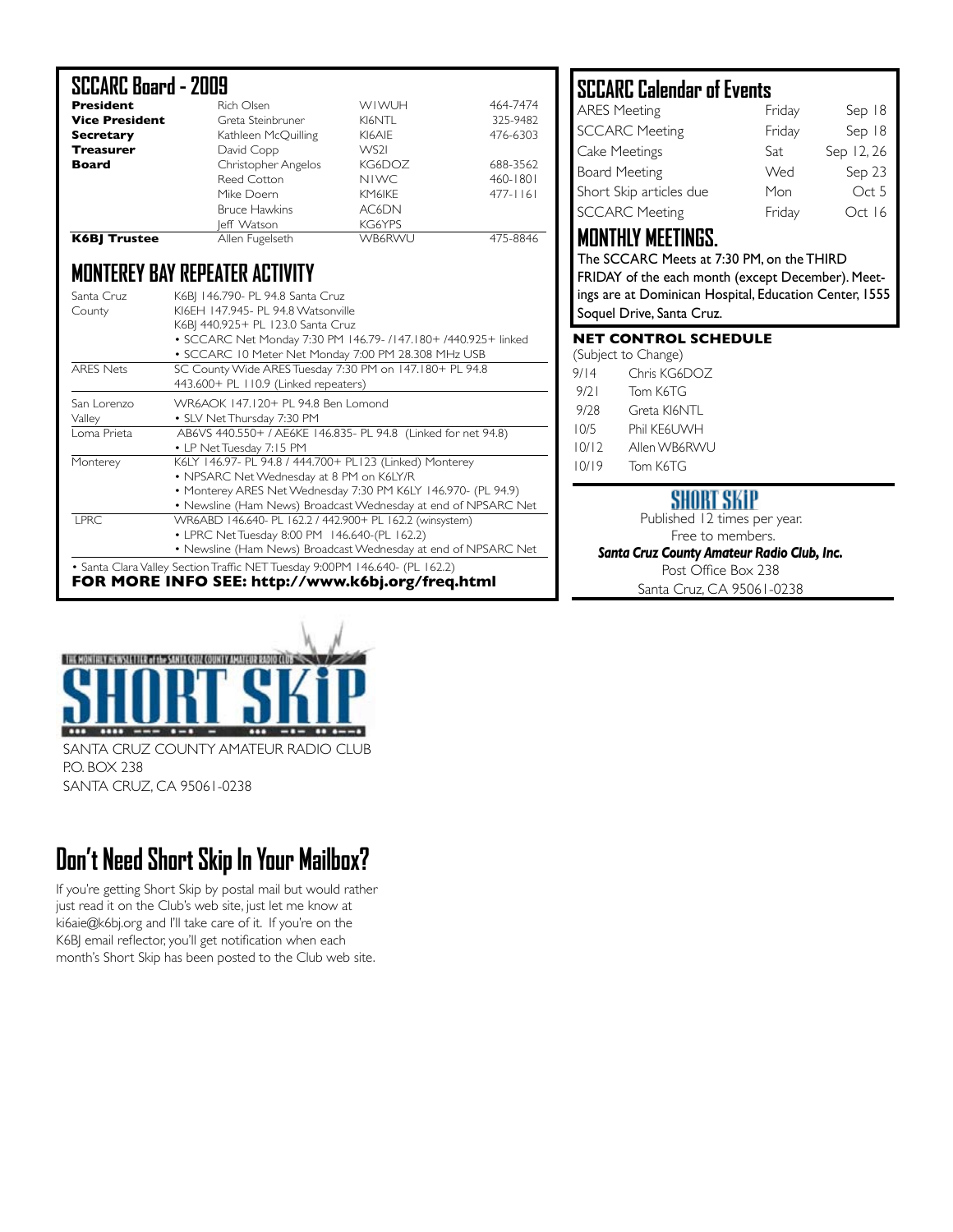## SCCARC Board - 2009

| | | | |
|---|---|---|---|
| **President** | Rich Olsen | W1WUH | 464-7474 |
| **Vice President** | Greta Steinbruner | KI6NTL | 325-9482 |
| **Secretary** | Kathleen McQuilling | KI6AIE | 476-6303 |
| **Treasurer** | David Copp | WS2I | |
| **Board** | Christopher Angelos | KG6DOZ | 688-3562 |
| | Reed Cotton | N1WC | 460-1801 |
| | Mike Doern | KM6IKE | 477-1161 |
| | Bruce Hawkins | AC6DN | |
| | Jeff Watson | KG6YPS | |
| **K6BJ Trustee** | Allen Fugelseth | WB6RWU | 475-8846 |

## MONTEREY BAY REPEATER ACTIVITY

| | |
|---|---|
| Santa Cruz County | K6BJ 146.790- PL 94.8 Santa Cruz<br>KI6EH 147.945- PL 94.8 Watsonville<br>K6BJ 440.925+ PL 123.0 Santa Cruz<br>• SCCARC Net Monday 7:30 PM 146.79- /147.180+ /440.925+ linked<br>• SCCARC 10 Meter Net Monday 7:00 PM 28.308 MHz USB |
| ARES Nets | SC County Wide ARES Tuesday 7:30 PM on 147.180+ PL 94.8<br>443.600+ PL 110.9 (Linked repeaters) |
| San Lorenzo Valley | WR6AOK 147.120+ PL 94.8 Ben Lomond<br>• SLV Net Thursday 7:30 PM |
| Loma Prieta | AB6VS 440.550+ / AE6KE 146.835- PL 94.8 (Linked for net 94.8)<br>• LP Net Tuesday 7:15 PM |
| Monterey | K6LY 146.97- PL 94.8 / 444.700+ PL123 (Linked) Monterey<br>• NPSARC Net Wednesday at 8 PM on K6LY/R<br>• Monterey ARES Net Wednesday 7:30 PM K6LY 146.970- (PL 94.9)<br>• Newsline (Ham News) Broadcast Wednesday at end of NPSARC Net |
| LPRC | WR6ABD 146.640- PL 162.2 / 442.900+ PL 162.2 (winsystem)<br>• LPRC Net Tuesday 8:00 PM 146.640-(PL 162.2)<br>• Newsline (Ham News) Broadcast Wednesday at end of NPSARC Net |

• Santa Clara Valley Section Traffic NET Tuesday 9:00PM 146.640- (PL 162.2)

**FOR MORE INFO SEE: http://www.k6bj.org/freq.html**

## SCCARC Calendar of Events

| | | |
|---|---|---|
| ARES Meeting | Friday | Sep 18 |
| SCCARC Meeting | Friday | Sep 18 |
| Cake Meetings | Sat | Sep 12, 26 |
| Board Meeting | Wed | Sep 23 |
| Short Skip articles due | Mon | Oct 5 |
| SCCARC Meeting | Friday | Oct 16 |

## MONTHLY MEETINGS.

The SCCARC Meets at 7:30 PM, on the THIRD FRIDAY of the each month (except December). Meetings are at Dominican Hospital, Education Center, 1555 Soquel Drive, Santa Cruz.

### NET CONTROL SCHEDULE

(Subject to Change)

| | |
|---|---|
| 9/14 | Chris KG6DOZ |
| 9/21 | Tom K6TG |
| 9/28 | Greta KI6NTL |
| 10/5 | Phil KE6UWH |
| 10/12 | Allen WB6RWU |
| 10/19 | Tom K6TG |

### SHORT SKIP

Published 12 times per year.
Free to members.
***Santa Cruz County Amateur Radio Club, Inc.***
Post Office Box 238
Santa Cruz, CA 95061-0238

THE MONTHLY NEWSLETTER of the SANTA CRUZ COUNTY AMATEUR RADIO CLUB

SHORT SKIP

SANTA CRUZ COUNTY AMATEUR RADIO CLUB
P.O. BOX 238
SANTA CRUZ, CA 95061-0238

## Don't Need Short Skip In Your Mailbox?

If you're getting Short Skip by postal mail but would rather just read it on the Club's web site, just let me know at ki6aie@k6bj.org and I'll take care of it. If you're on the K6BJ email reflector, you'll get notification when each month's Short Skip has been posted to the Club web site.